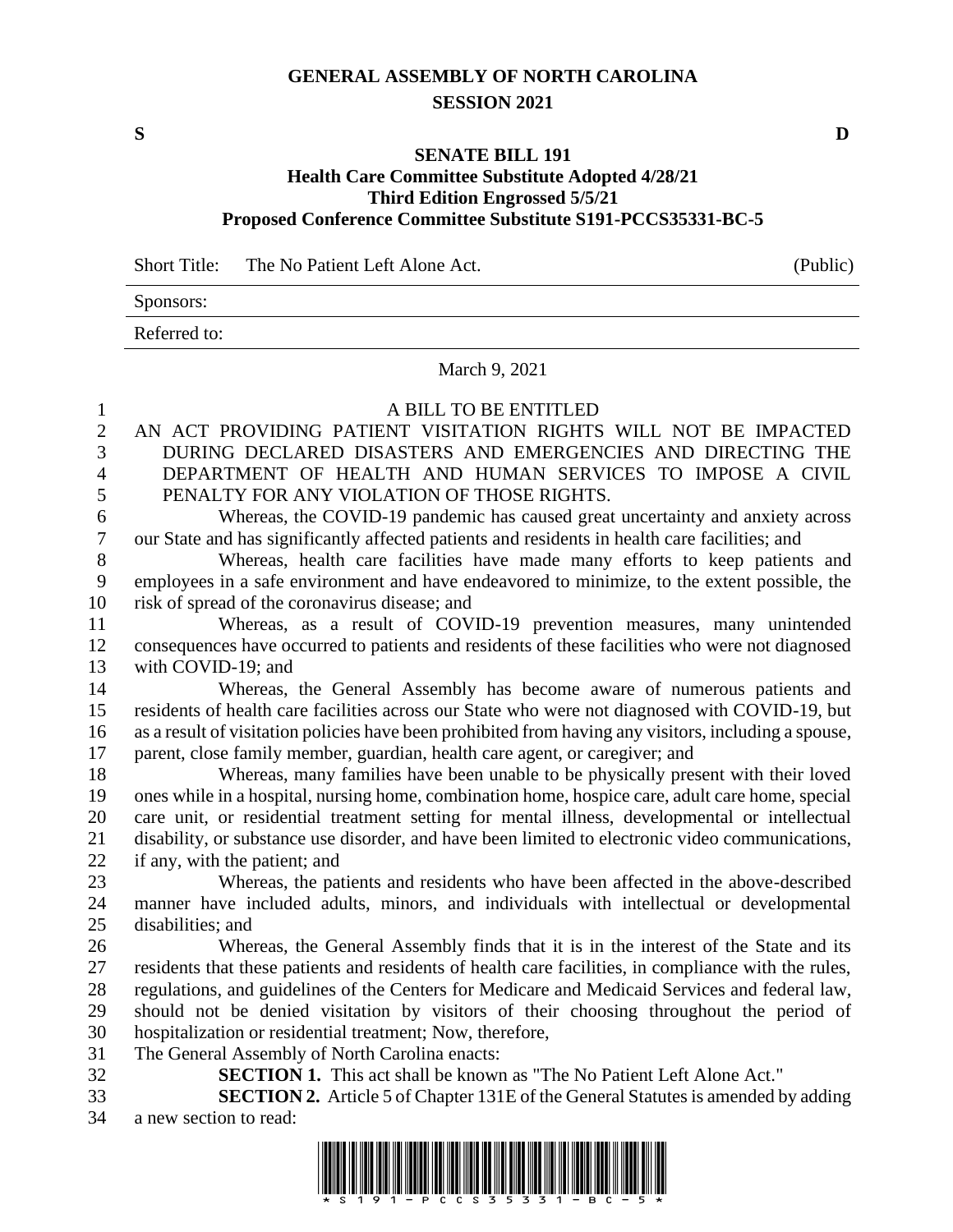# GENERAL ASSEMBLY OF NORTH CAROLINA
## SESSION 2021

**S** **D**

### SENATE BILL 191
### Health Care Committee Substitute Adopted 4/28/21
### Third Edition Engrossed 5/5/21
### Proposed Conference Committee Substitute S191-PCCS35331-BC-5

| Short Title: | The No Patient Left Alone Act. | (Public) |
|---|---|---|
| Sponsors: | | |
| Referred to: | | |

March 9, 2021

A BILL TO BE ENTITLED

AN ACT PROVIDING PATIENT VISITATION RIGHTS WILL NOT BE IMPACTED DURING DECLARED DISASTERS AND EMERGENCIES AND DIRECTING THE DEPARTMENT OF HEALTH AND HUMAN SERVICES TO IMPOSE A CIVIL PENALTY FOR ANY VIOLATION OF THOSE RIGHTS.

Whereas, the COVID-19 pandemic has caused great uncertainty and anxiety across our State and has significantly affected patients and residents in health care facilities; and

Whereas, health care facilities have made many efforts to keep patients and employees in a safe environment and have endeavored to minimize, to the extent possible, the risk of spread of the coronavirus disease; and

Whereas, as a result of COVID-19 prevention measures, many unintended consequences have occurred to patients and residents of these facilities who were not diagnosed with COVID-19; and

Whereas, the General Assembly has become aware of numerous patients and residents of health care facilities across our State who were not diagnosed with COVID-19, but as a result of visitation policies have been prohibited from having any visitors, including a spouse, parent, close family member, guardian, health care agent, or caregiver; and

Whereas, many families have been unable to be physically present with their loved ones while in a hospital, nursing home, combination home, hospice care, adult care home, special care unit, or residential treatment setting for mental illness, developmental or intellectual disability, or substance use disorder, and have been limited to electronic video communications, if any, with the patient; and

Whereas, the patients and residents who have been affected in the above-described manner have included adults, minors, and individuals with intellectual or developmental disabilities; and

Whereas, the General Assembly finds that it is in the interest of the State and its residents that these patients and residents of health care facilities, in compliance with the rules, regulations, and guidelines of the Centers for Medicare and Medicaid Services and federal law, should not be denied visitation by visitors of their choosing throughout the period of hospitalization or residential treatment; Now, therefore,

The General Assembly of North Carolina enacts:

**SECTION 1.** This act shall be known as "The No Patient Left Alone Act."

**SECTION 2.** Article 5 of Chapter 131E of the General Statutes is amended by adding a new section to read: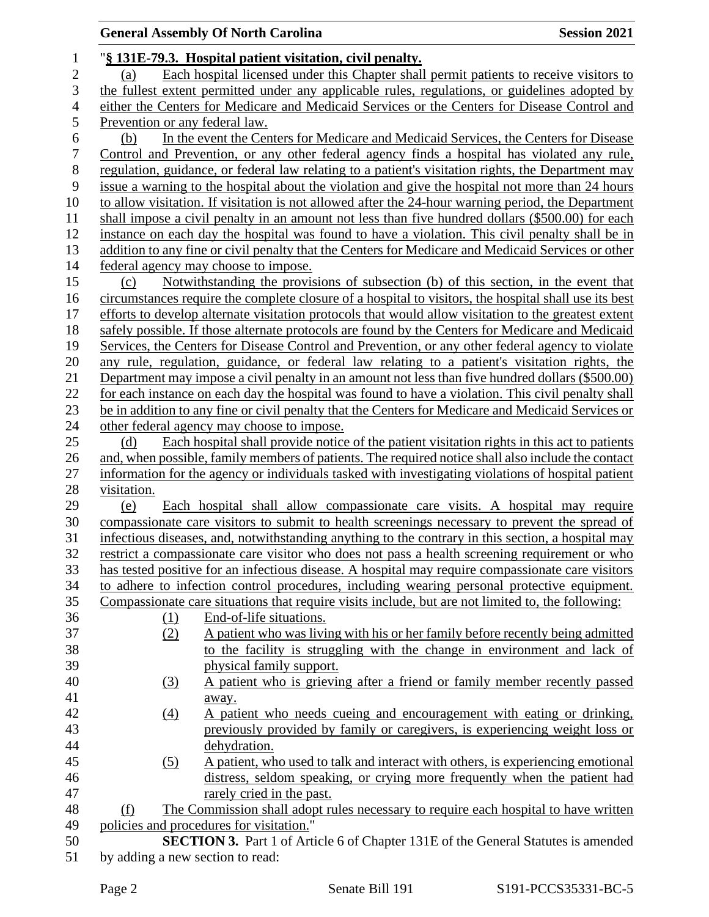"**§ 131E-79.3. Hospital patient visitation, civil penalty.**

(a) Each hospital licensed under this Chapter shall permit patients to receive visitors to the fullest extent permitted under any applicable rules, regulations, or guidelines adopted by either the Centers for Medicare and Medicaid Services or the Centers for Disease Control and Prevention or any federal law.

(b) In the event the Centers for Medicare and Medicaid Services, the Centers for Disease Control and Prevention, or any other federal agency finds a hospital has violated any rule, regulation, guidance, or federal law relating to a patient's visitation rights, the Department may issue a warning to the hospital about the violation and give the hospital not more than 24 hours to allow visitation. If visitation is not allowed after the 24-hour warning period, the Department shall impose a civil penalty in an amount not less than five hundred dollars ($500.00) for each instance on each day the hospital was found to have a violation. This civil penalty shall be in addition to any fine or civil penalty that the Centers for Medicare and Medicaid Services or other federal agency may choose to impose.

(c) Notwithstanding the provisions of subsection (b) of this section, in the event that circumstances require the complete closure of a hospital to visitors, the hospital shall use its best efforts to develop alternate visitation protocols that would allow visitation to the greatest extent safely possible. If those alternate protocols are found by the Centers for Medicare and Medicaid Services, the Centers for Disease Control and Prevention, or any other federal agency to violate any rule, regulation, guidance, or federal law relating to a patient's visitation rights, the Department may impose a civil penalty in an amount not less than five hundred dollars ($500.00) for each instance on each day the hospital was found to have a violation. This civil penalty shall be in addition to any fine or civil penalty that the Centers for Medicare and Medicaid Services or other federal agency may choose to impose.

(d) Each hospital shall provide notice of the patient visitation rights in this act to patients and, when possible, family members of patients. The required notice shall also include the contact information for the agency or individuals tasked with investigating violations of hospital patient visitation.

(e) Each hospital shall allow compassionate care visits. A hospital may require compassionate care visitors to submit to health screenings necessary to prevent the spread of infectious diseases, and, notwithstanding anything to the contrary in this section, a hospital may restrict a compassionate care visitor who does not pass a health screening requirement or who has tested positive for an infectious disease. A hospital may require compassionate care visitors to adhere to infection control procedures, including wearing personal protective equipment. Compassionate care situations that require visits include, but are not limited to, the following:

(1) End-of-life situations.

(2) A patient who was living with his or her family before recently being admitted to the facility is struggling with the change in environment and lack of physical family support.

(3) A patient who is grieving after a friend or family member recently passed away.

(4) A patient who needs cueing and encouragement with eating or drinking, previously provided by family or caregivers, is experiencing weight loss or dehydration.

(5) A patient, who used to talk and interact with others, is experiencing emotional distress, seldom speaking, or crying more frequently when the patient had rarely cried in the past.

(f) The Commission shall adopt rules necessary to require each hospital to have written policies and procedures for visitation."

**SECTION 3.** Part 1 of Article 6 of Chapter 131E of the General Statutes is amended by adding a new section to read: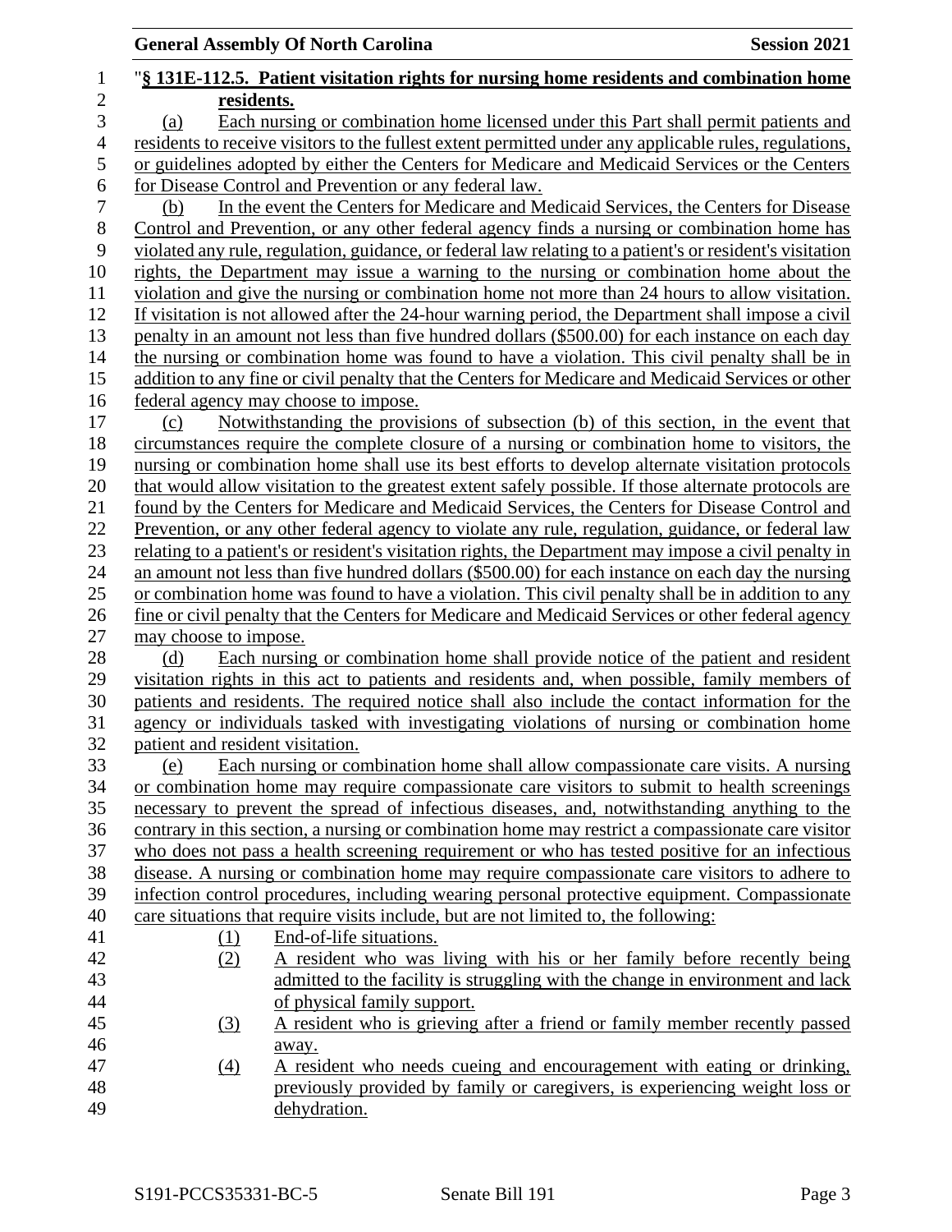"**§ 131E-112.5. Patient visitation rights for nursing home residents and combination home residents.**

(a) Each nursing or combination home licensed under this Part shall permit patients and residents to receive visitors to the fullest extent permitted under any applicable rules, regulations, or guidelines adopted by either the Centers for Medicare and Medicaid Services or the Centers for Disease Control and Prevention or any federal law.

(b) In the event the Centers for Medicare and Medicaid Services, the Centers for Disease Control and Prevention, or any other federal agency finds a nursing or combination home has violated any rule, regulation, guidance, or federal law relating to a patient's or resident's visitation rights, the Department may issue a warning to the nursing or combination home about the violation and give the nursing or combination home not more than 24 hours to allow visitation. If visitation is not allowed after the 24-hour warning period, the Department shall impose a civil penalty in an amount not less than five hundred dollars ($500.00) for each instance on each day the nursing or combination home was found to have a violation. This civil penalty shall be in addition to any fine or civil penalty that the Centers for Medicare and Medicaid Services or other federal agency may choose to impose.

(c) Notwithstanding the provisions of subsection (b) of this section, in the event that circumstances require the complete closure of a nursing or combination home to visitors, the nursing or combination home shall use its best efforts to develop alternate visitation protocols that would allow visitation to the greatest extent safely possible. If those alternate protocols are found by the Centers for Medicare and Medicaid Services, the Centers for Disease Control and Prevention, or any other federal agency to violate any rule, regulation, guidance, or federal law relating to a patient's or resident's visitation rights, the Department may impose a civil penalty in an amount not less than five hundred dollars ($500.00) for each instance on each day the nursing or combination home was found to have a violation. This civil penalty shall be in addition to any fine or civil penalty that the Centers for Medicare and Medicaid Services or other federal agency may choose to impose.

(d) Each nursing or combination home shall provide notice of the patient and resident visitation rights in this act to patients and residents and, when possible, family members of patients and residents. The required notice shall also include the contact information for the agency or individuals tasked with investigating violations of nursing or combination home patient and resident visitation.

(e) Each nursing or combination home shall allow compassionate care visits. A nursing or combination home may require compassionate care visitors to submit to health screenings necessary to prevent the spread of infectious diseases, and, notwithstanding anything to the contrary in this section, a nursing or combination home may restrict a compassionate care visitor who does not pass a health screening requirement or who has tested positive for an infectious disease. A nursing or combination home may require compassionate care visitors to adhere to infection control procedures, including wearing personal protective equipment. Compassionate care situations that require visits include, but are not limited to, the following:

(1) End-of-life situations.

(2) A resident who was living with his or her family before recently being admitted to the facility is struggling with the change in environment and lack of physical family support.

(3) A resident who is grieving after a friend or family member recently passed away.

(4) A resident who needs cueing and encouragement with eating or drinking, previously provided by family or caregivers, is experiencing weight loss or dehydration.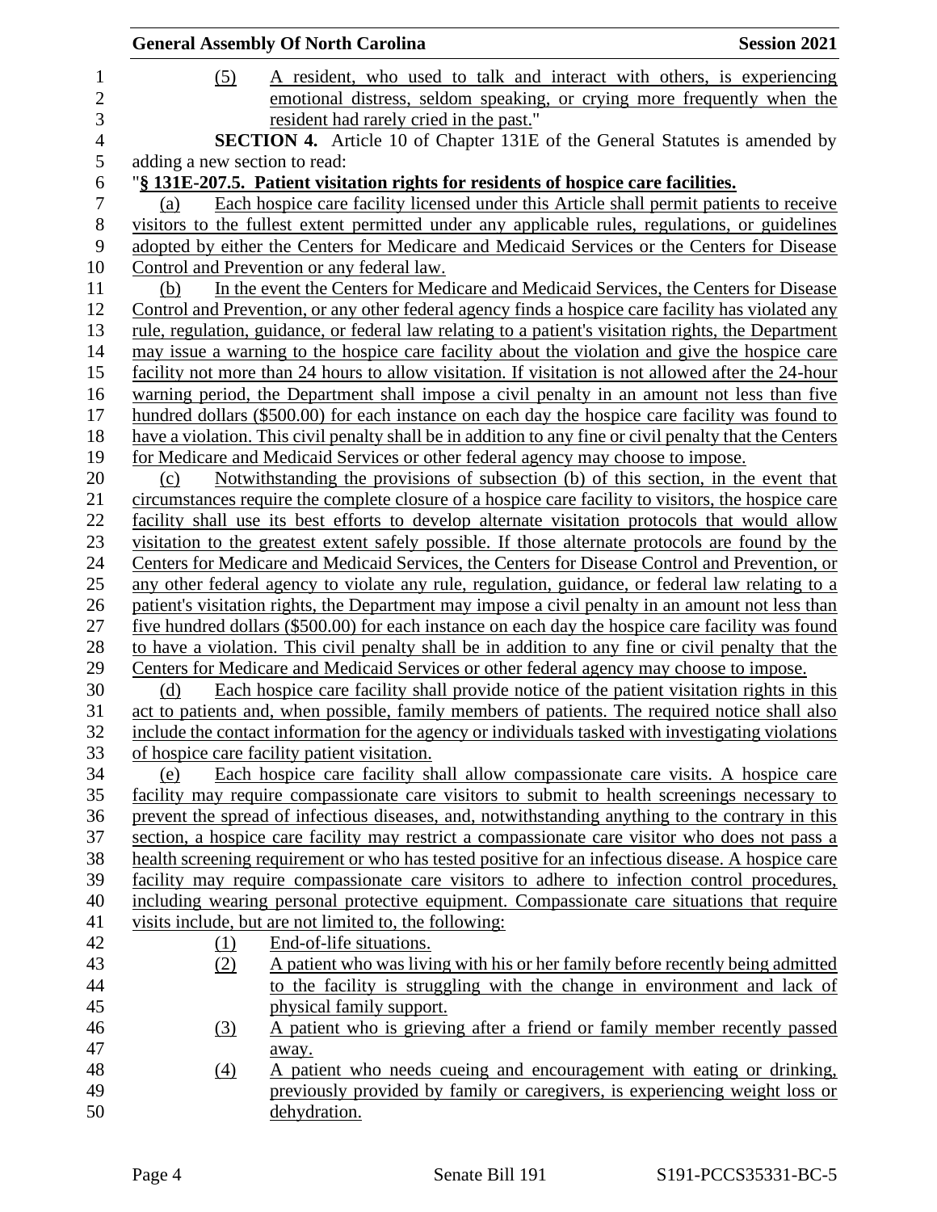(5) A resident, who used to talk and interact with others, is experiencing emotional distress, seldom speaking, or crying more frequently when the resident had rarely cried in the past."

**SECTION 4.** Article 10 of Chapter 131E of the General Statutes is amended by adding a new section to read:

"**§ 131E-207.5. Patient visitation rights for residents of hospice care facilities.**

(a) Each hospice care facility licensed under this Article shall permit patients to receive visitors to the fullest extent permitted under any applicable rules, regulations, or guidelines adopted by either the Centers for Medicare and Medicaid Services or the Centers for Disease Control and Prevention or any federal law.

(b) In the event the Centers for Medicare and Medicaid Services, the Centers for Disease Control and Prevention, or any other federal agency finds a hospice care facility has violated any rule, regulation, guidance, or federal law relating to a patient's visitation rights, the Department may issue a warning to the hospice care facility about the violation and give the hospice care facility not more than 24 hours to allow visitation. If visitation is not allowed after the 24-hour warning period, the Department shall impose a civil penalty in an amount not less than five hundred dollars ($500.00) for each instance on each day the hospice care facility was found to have a violation. This civil penalty shall be in addition to any fine or civil penalty that the Centers for Medicare and Medicaid Services or other federal agency may choose to impose.

(c) Notwithstanding the provisions of subsection (b) of this section, in the event that circumstances require the complete closure of a hospice care facility to visitors, the hospice care facility shall use its best efforts to develop alternate visitation protocols that would allow visitation to the greatest extent safely possible. If those alternate protocols are found by the Centers for Medicare and Medicaid Services, the Centers for Disease Control and Prevention, or any other federal agency to violate any rule, regulation, guidance, or federal law relating to a patient's visitation rights, the Department may impose a civil penalty in an amount not less than five hundred dollars ($500.00) for each instance on each day the hospice care facility was found to have a violation. This civil penalty shall be in addition to any fine or civil penalty that the Centers for Medicare and Medicaid Services or other federal agency may choose to impose.

(d) Each hospice care facility shall provide notice of the patient visitation rights in this act to patients and, when possible, family members of patients. The required notice shall also include the contact information for the agency or individuals tasked with investigating violations of hospice care facility patient visitation.

(e) Each hospice care facility shall allow compassionate care visits. A hospice care facility may require compassionate care visitors to submit to health screenings necessary to prevent the spread of infectious diseases, and, notwithstanding anything to the contrary in this section, a hospice care facility may restrict a compassionate care visitor who does not pass a health screening requirement or who has tested positive for an infectious disease. A hospice care facility may require compassionate care visitors to adhere to infection control procedures, including wearing personal protective equipment. Compassionate care situations that require visits include, but are not limited to, the following:

(1) End-of-life situations.

(2) A patient who was living with his or her family before recently being admitted to the facility is struggling with the change in environment and lack of physical family support.

(3) A patient who is grieving after a friend or family member recently passed away.

(4) A patient who needs cueing and encouragement with eating or drinking, previously provided by family or caregivers, is experiencing weight loss or dehydration.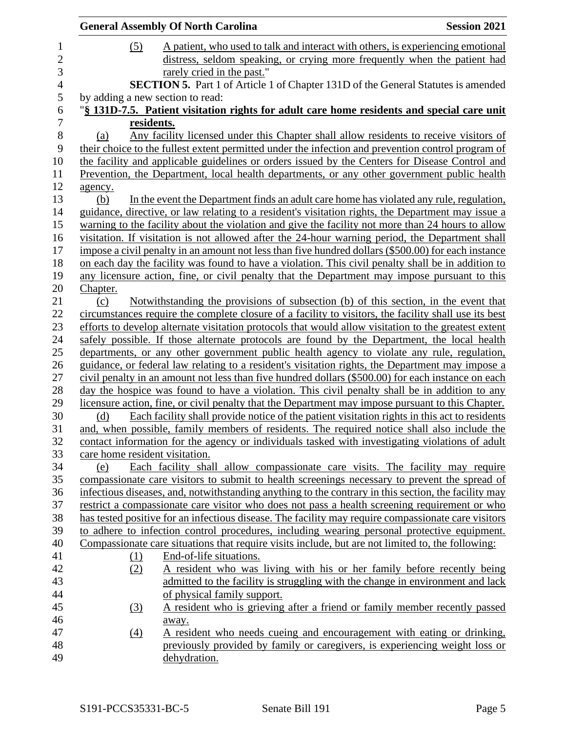(5) A patient, who used to talk and interact with others, is experiencing emotional distress, seldom speaking, or crying more frequently when the patient had rarely cried in the past."

**SECTION 5.** Part 1 of Article 1 of Chapter 131D of the General Statutes is amended by adding a new section to read:

"**§ 131D-7.5. Patient visitation rights for adult care home residents and special care unit residents.**

(a) Any facility licensed under this Chapter shall allow residents to receive visitors of their choice to the fullest extent permitted under the infection and prevention control program of the facility and applicable guidelines or orders issued by the Centers for Disease Control and Prevention, the Department, local health departments, or any other government public health agency.

(b) In the event the Department finds an adult care home has violated any rule, regulation, guidance, directive, or law relating to a resident's visitation rights, the Department may issue a warning to the facility about the violation and give the facility not more than 24 hours to allow visitation. If visitation is not allowed after the 24-hour warning period, the Department shall impose a civil penalty in an amount not less than five hundred dollars ($500.00) for each instance on each day the facility was found to have a violation. This civil penalty shall be in addition to any licensure action, fine, or civil penalty that the Department may impose pursuant to this Chapter.

(c) Notwithstanding the provisions of subsection (b) of this section, in the event that circumstances require the complete closure of a facility to visitors, the facility shall use its best efforts to develop alternate visitation protocols that would allow visitation to the greatest extent safely possible. If those alternate protocols are found by the Department, the local health departments, or any other government public health agency to violate any rule, regulation, guidance, or federal law relating to a resident's visitation rights, the Department may impose a civil penalty in an amount not less than five hundred dollars ($500.00) for each instance on each day the hospice was found to have a violation. This civil penalty shall be in addition to any licensure action, fine, or civil penalty that the Department may impose pursuant to this Chapter.

(d) Each facility shall provide notice of the patient visitation rights in this act to residents and, when possible, family members of residents. The required notice shall also include the contact information for the agency or individuals tasked with investigating violations of adult care home resident visitation.

(e) Each facility shall allow compassionate care visits. The facility may require compassionate care visitors to submit to health screenings necessary to prevent the spread of infectious diseases, and, notwithstanding anything to the contrary in this section, the facility may restrict a compassionate care visitor who does not pass a health screening requirement or who has tested positive for an infectious disease. The facility may require compassionate care visitors to adhere to infection control procedures, including wearing personal protective equipment. Compassionate care situations that require visits include, but are not limited to, the following:

(1) End-of-life situations.

(2) A resident who was living with his or her family before recently being admitted to the facility is struggling with the change in environment and lack of physical family support.

(3) A resident who is grieving after a friend or family member recently passed away.

(4) A resident who needs cueing and encouragement with eating or drinking, previously provided by family or caregivers, is experiencing weight loss or dehydration.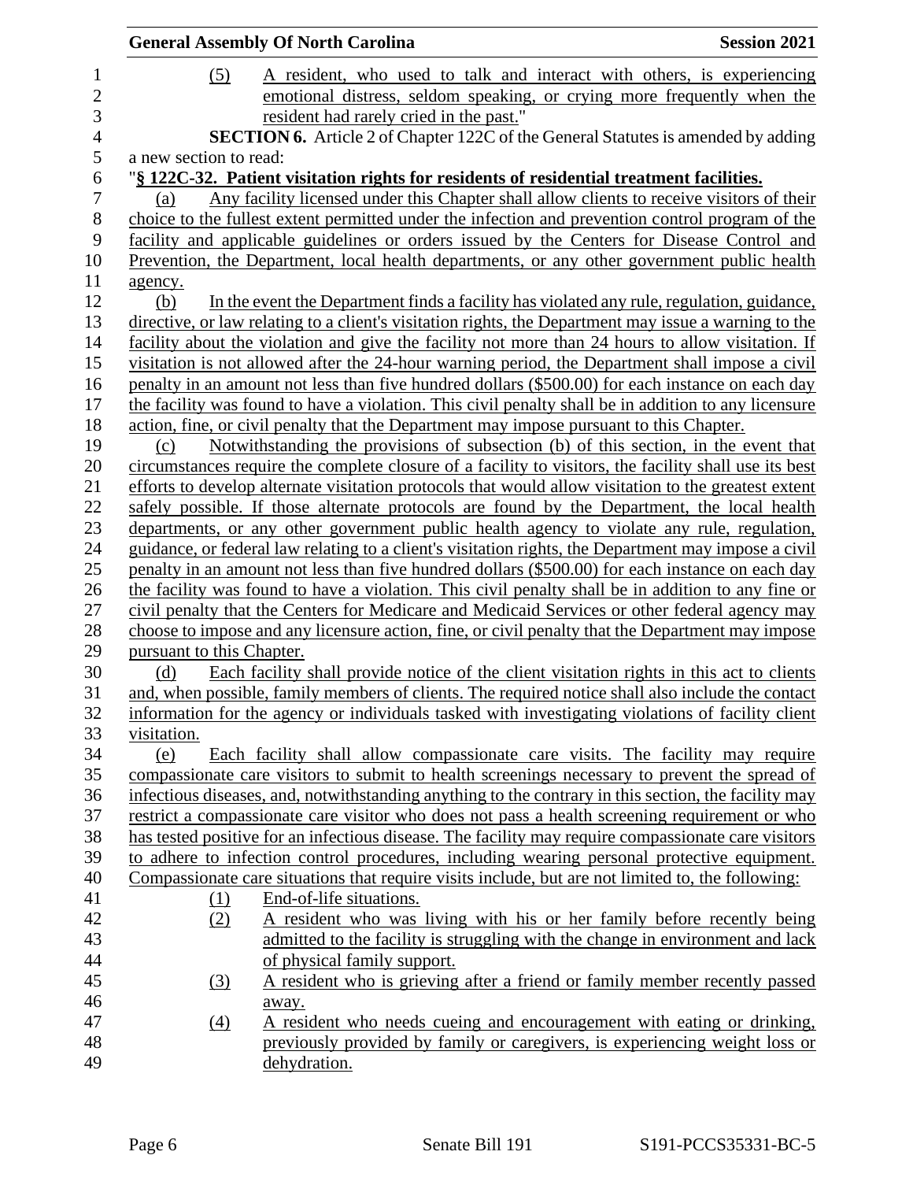(5) A resident, who used to talk and interact with others, is experiencing emotional distress, seldom speaking, or crying more frequently when the resident had rarely cried in the past."

**SECTION 6.** Article 2 of Chapter 122C of the General Statutes is amended by adding a new section to read:

"**§ 122C-32. Patient visitation rights for residents of residential treatment facilities.**

(a) Any facility licensed under this Chapter shall allow clients to receive visitors of their choice to the fullest extent permitted under the infection and prevention control program of the facility and applicable guidelines or orders issued by the Centers for Disease Control and Prevention, the Department, local health departments, or any other government public health agency.

(b) In the event the Department finds a facility has violated any rule, regulation, guidance, directive, or law relating to a client's visitation rights, the Department may issue a warning to the facility about the violation and give the facility not more than 24 hours to allow visitation. If visitation is not allowed after the 24-hour warning period, the Department shall impose a civil penalty in an amount not less than five hundred dollars ($500.00) for each instance on each day the facility was found to have a violation. This civil penalty shall be in addition to any licensure action, fine, or civil penalty that the Department may impose pursuant to this Chapter.

(c) Notwithstanding the provisions of subsection (b) of this section, in the event that circumstances require the complete closure of a facility to visitors, the facility shall use its best efforts to develop alternate visitation protocols that would allow visitation to the greatest extent safely possible. If those alternate protocols are found by the Department, the local health departments, or any other government public health agency to violate any rule, regulation, guidance, or federal law relating to a client's visitation rights, the Department may impose a civil penalty in an amount not less than five hundred dollars ($500.00) for each instance on each day the facility was found to have a violation. This civil penalty shall be in addition to any fine or civil penalty that the Centers for Medicare and Medicaid Services or other federal agency may choose to impose and any licensure action, fine, or civil penalty that the Department may impose pursuant to this Chapter.

(d) Each facility shall provide notice of the client visitation rights in this act to clients and, when possible, family members of clients. The required notice shall also include the contact information for the agency or individuals tasked with investigating violations of facility client visitation.

(e) Each facility shall allow compassionate care visits. The facility may require compassionate care visitors to submit to health screenings necessary to prevent the spread of infectious diseases, and, notwithstanding anything to the contrary in this section, the facility may restrict a compassionate care visitor who does not pass a health screening requirement or who has tested positive for an infectious disease. The facility may require compassionate care visitors to adhere to infection control procedures, including wearing personal protective equipment. Compassionate care situations that require visits include, but are not limited to, the following:

(1) End-of-life situations.

(2) A resident who was living with his or her family before recently being admitted to the facility is struggling with the change in environment and lack of physical family support.

(3) A resident who is grieving after a friend or family member recently passed away.

(4) A resident who needs cueing and encouragement with eating or drinking, previously provided by family or caregivers, is experiencing weight loss or dehydration.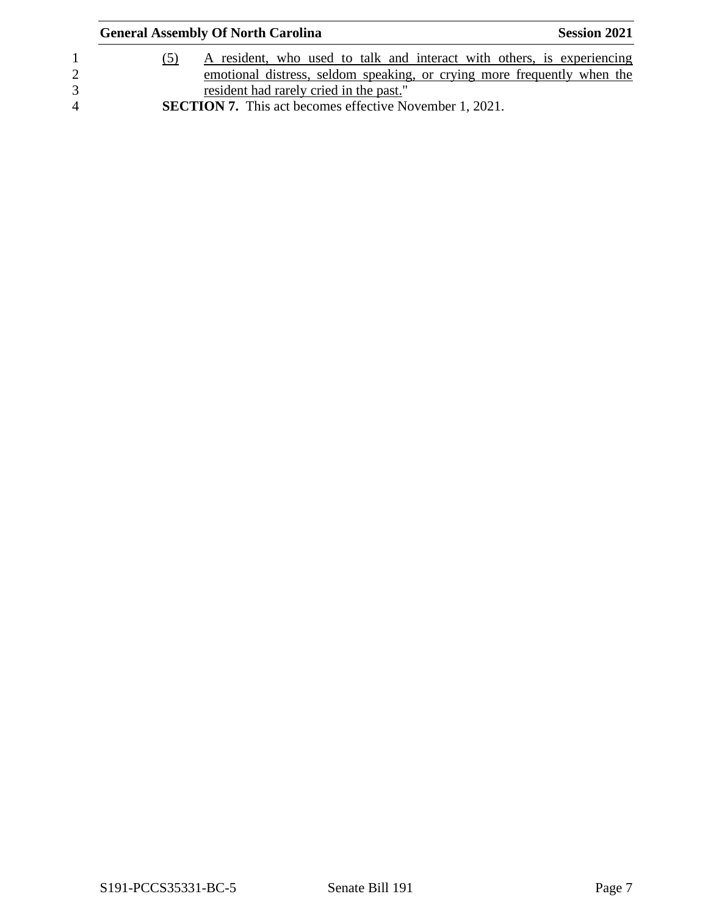(5) A resident, who used to talk and interact with others, is experiencing emotional distress, seldom speaking, or crying more frequently when the resident had rarely cried in the past."

**SECTION 7.** This act becomes effective November 1, 2021.